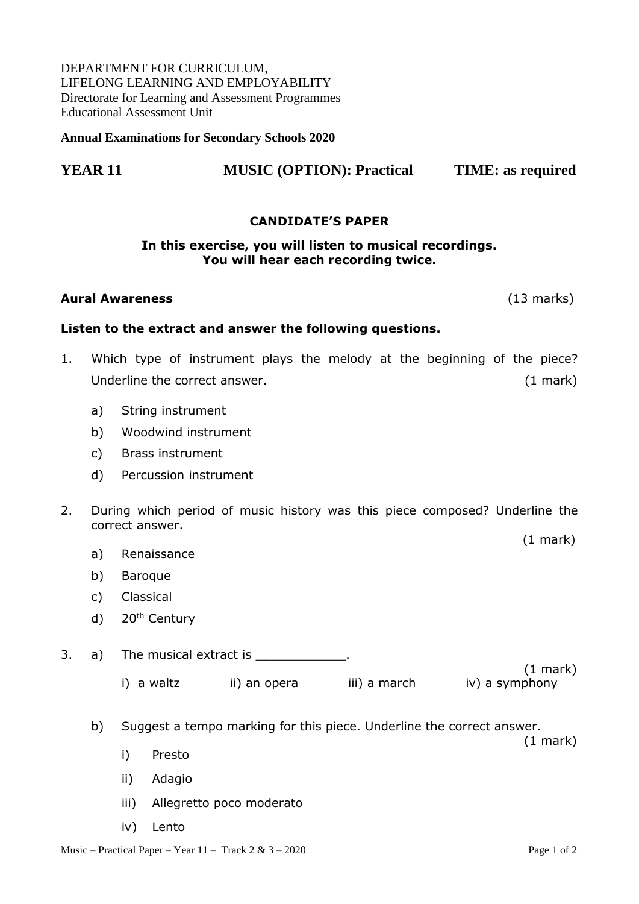DEPARTMENT FOR CURRICULUM,
LIFELONG LEARNING AND EMPLOYABILITY
Directorate for Learning and Assessment Programmes
Educational Assessment Unit

**Annual Examinations for Secondary Schools 2020**

| **YEAR 11** | **MUSIC (OPTION): Practical** | **TIME: as required** |
|---|---|---|

**CANDIDATE'S PAPER**

**In this exercise, you will listen to musical recordings.**
**You will hear each recording twice.**

**Aural Awareness** (13 marks)

**Listen to the extract and answer the following questions.**

1. Which type of instrument plays the melody at the beginning of the piece? Underline the correct answer. (1 mark)

   a) String instrument
   
   b) Woodwind instrument
   
   c) Brass instrument
   
   d) Percussion instrument

2. During which period of music history was this piece composed? Underline the correct answer. (1 mark)

   a) Renaissance
   
   b) Baroque
   
   c) Classical
   
   d) 20th Century

3. a) The musical extract is ____________. (1 mark)

   i) a waltz ii) an opera iii) a march iv) a symphony

   b) Suggest a tempo marking for this piece. Underline the correct answer. (1 mark)

   i) Presto
   
   ii) Adagio
   
   iii) Allegretto poco moderato
   
   iv) Lento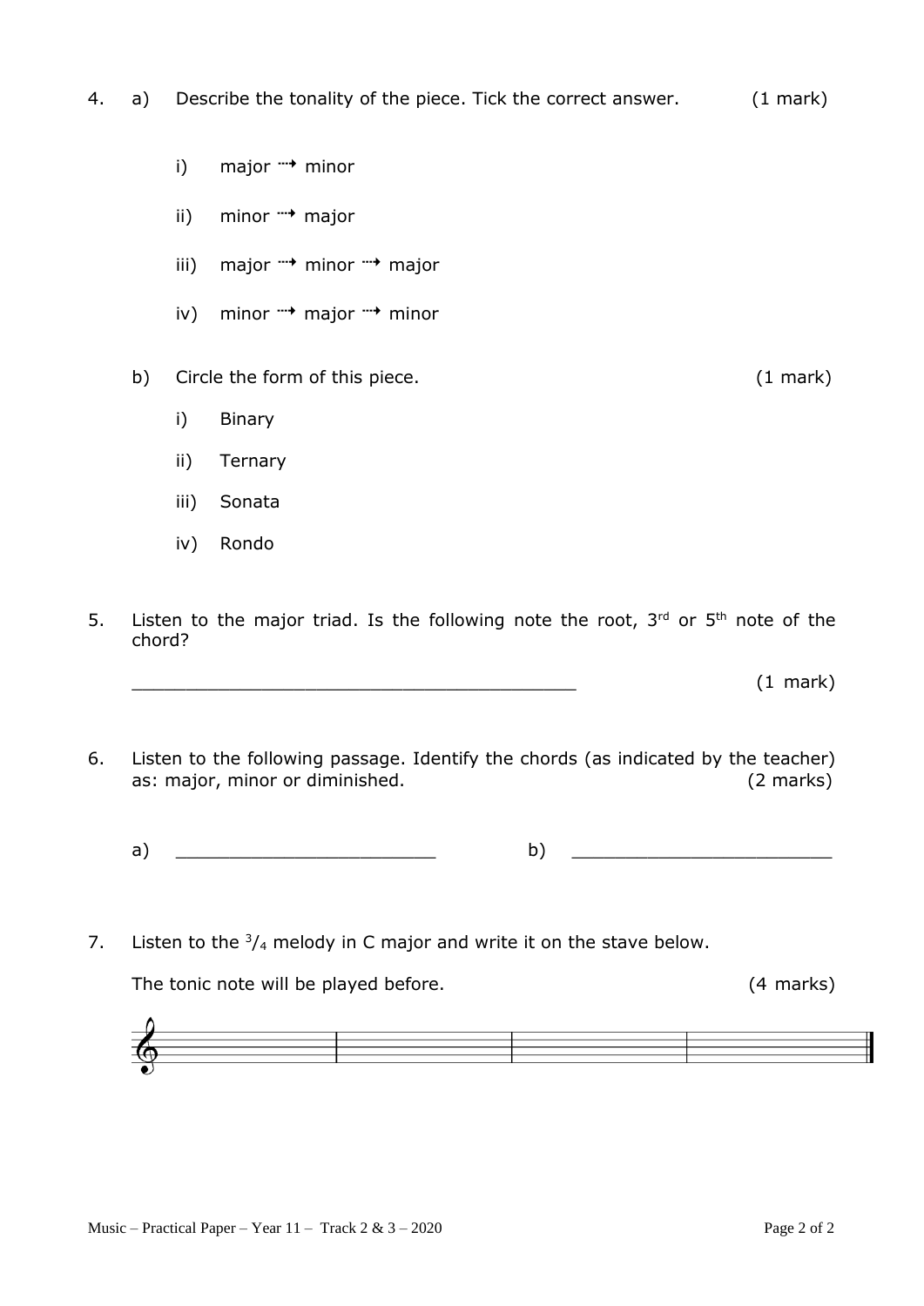4. a) Describe the tonality of the piece. Tick the correct answer. (1 mark)

   i) major ⇢ minor

   ii) minor ⇢ major

   iii) major ⇢ minor ⇢ major

   iv) minor ⇢ major ⇢ minor

   b) Circle the form of this piece. (1 mark)

   i) Binary

   ii) Ternary

   iii) Sonata

   iv) Rondo

5. Listen to the major triad. Is the following note the root, 3rd or 5th note of the chord?

   ________________________________________ (1 mark)

6. Listen to the following passage. Identify the chords (as indicated by the teacher) as: major, minor or diminished. (2 marks)

   a) ________________________ b) ________________________

7. Listen to the $^3/_4$ melody in C major and write it on the stave below.

   The tonic note will be played before. (4 marks)